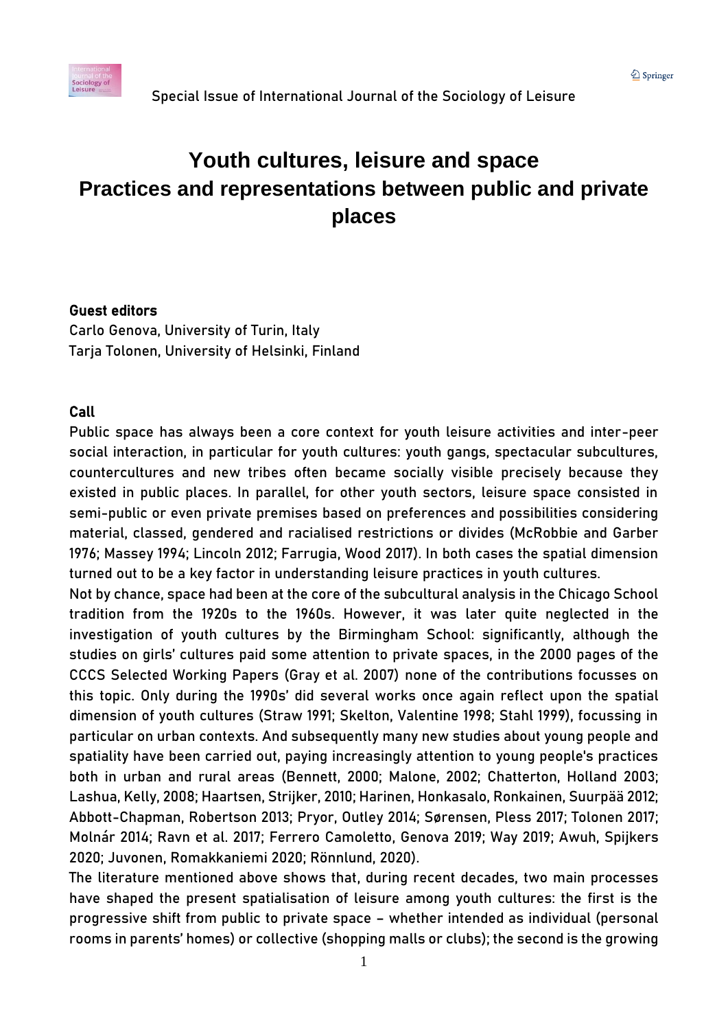Special Issue of International Journal of the Sociology of Leisure

# Youth cultures, leisure and space
## Practices and representations between public and private places

**Guest editors**

Carlo Genova, University of Turin, Italy

Tarja Tolonen, University of Helsinki, Finland

**Call**

Public space has always been a core context for youth leisure activities and inter-peer social interaction, in particular for youth cultures: youth gangs, spectacular subcultures, countercultures and new tribes often became socially visible precisely because they existed in public places. In parallel, for other youth sectors, leisure space consisted in semi-public or even private premises based on preferences and possibilities considering material, classed, gendered and racialised restrictions or divides (McRobbie and Garber 1976; Massey 1994; Lincoln 2012; Farrugia, Wood 2017). In both cases the spatial dimension turned out to be a key factor in understanding leisure practices in youth cultures.

Not by chance, space had been at the core of the subcultural analysis in the Chicago School tradition from the 1920s to the 1960s. However, it was later quite neglected in the investigation of youth cultures by the Birmingham School: significantly, although the studies on girls' cultures paid some attention to private spaces, in the 2000 pages of the CCCS Selected Working Papers (Gray et al. 2007) none of the contributions focusses on this topic. Only during the 1990s' did several works once again reflect upon the spatial dimension of youth cultures (Straw 1991; Skelton, Valentine 1998; Stahl 1999), focussing in particular on urban contexts. And subsequently many new studies about young people and spatiality have been carried out, paying increasingly attention to young people's practices both in urban and rural areas (Bennett, 2000; Malone, 2002; Chatterton, Holland 2003; Lashua, Kelly, 2008; Haartsen, Strijker, 2010; Harinen, Honkasalo, Ronkainen, Suurpää 2012; Abbott-Chapman, Robertson 2013; Pryor, Outley 2014; Sørensen, Pless 2017; Tolonen 2017; Molnár 2014; Ravn et al. 2017; Ferrero Camoletto, Genova 2019; Way 2019; Awuh, Spijkers 2020; Juvonen, Romakkaniemi 2020; Rönnlund, 2020).

The literature mentioned above shows that, during recent decades, two main processes have shaped the present spatialisation of leisure among youth cultures: the first is the progressive shift from public to private space – whether intended as individual (personal rooms in parents' homes) or collective (shopping malls or clubs); the second is the growing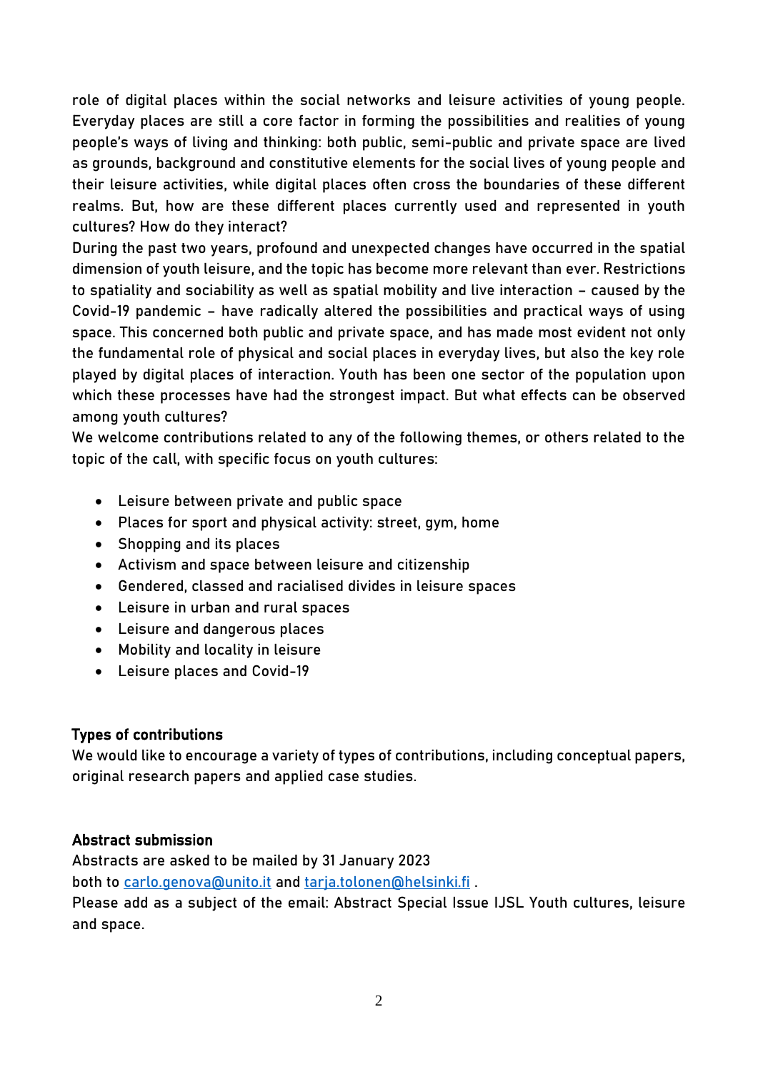role of digital places within the social networks and leisure activities of young people. Everyday places are still a core factor in forming the possibilities and realities of young people's ways of living and thinking: both public, semi-public and private space are lived as grounds, background and constitutive elements for the social lives of young people and their leisure activities, while digital places often cross the boundaries of these different realms. But, how are these different places currently used and represented in youth cultures? How do they interact?

During the past two years, profound and unexpected changes have occurred in the spatial dimension of youth leisure, and the topic has become more relevant than ever. Restrictions to spatiality and sociability as well as spatial mobility and live interaction – caused by the Covid-19 pandemic – have radically altered the possibilities and practical ways of using space. This concerned both public and private space, and has made most evident not only the fundamental role of physical and social places in everyday lives, but also the key role played by digital places of interaction. Youth has been one sector of the population upon which these processes have had the strongest impact. But what effects can be observed among youth cultures?

We welcome contributions related to any of the following themes, or others related to the topic of the call, with specific focus on youth cultures:

- Leisure between private and public space
- Places for sport and physical activity: street, gym, home
- Shopping and its places
- Activism and space between leisure and citizenship
- Gendered, classed and racialised divides in leisure spaces
- Leisure in urban and rural spaces
- Leisure and dangerous places
- Mobility and locality in leisure
- Leisure places and Covid-19

## Types of contributions

We would like to encourage a variety of types of contributions, including conceptual papers, original research papers and applied case studies.

## Abstract submission

Abstracts are asked to be mailed by 31 January 2023

both to carlo.genova@unito.it and tarja.tolonen@helsinki.fi .

Please add as a subject of the email: Abstract Special Issue IJSL Youth cultures, leisure and space.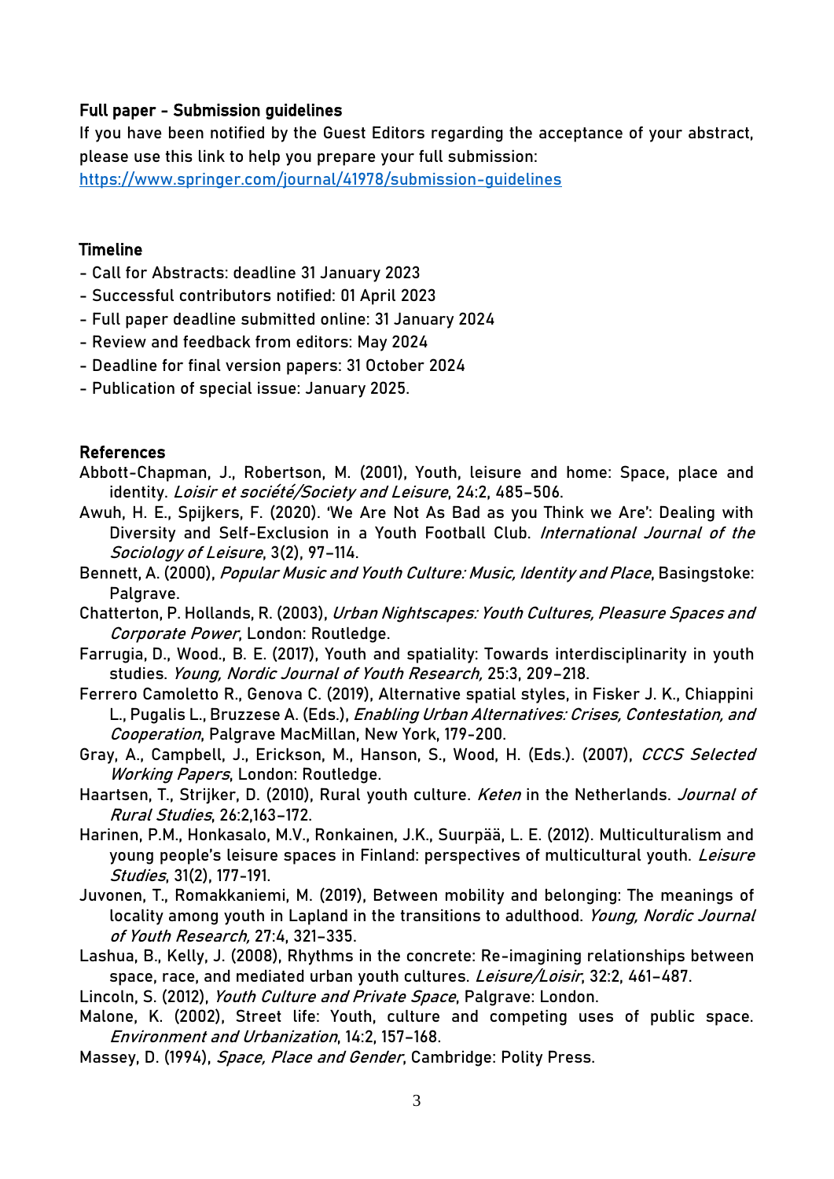**Full paper - Submission guidelines**

If you have been notified by the Guest Editors regarding the acceptance of your abstract, please use this link to help you prepare your full submission:
https://www.springer.com/journal/41978/submission-guidelines

**Timeline**

- Call for Abstracts: deadline 31 January 2023
- Successful contributors notified: 01 April 2023
- Full paper deadline submitted online: 31 January 2024
- Review and feedback from editors: May 2024
- Deadline for final version papers: 31 October 2024
- Publication of special issue: January 2025.

**References**

Abbott-Chapman, J., Robertson, M. (2001), Youth, leisure and home: Space, place and identity. *Loisir et société/Society and Leisure*, 24:2, 485–506.

Awuh, H. E., Spijkers, F. (2020). 'We Are Not As Bad as you Think we Are': Dealing with Diversity and Self-Exclusion in a Youth Football Club. *International Journal of the Sociology of Leisure*, 3(2), 97–114.

Bennett, A. (2000), *Popular Music and Youth Culture: Music, Identity and Place*, Basingstoke: Palgrave.

Chatterton, P. Hollands, R. (2003), *Urban Nightscapes: Youth Cultures, Pleasure Spaces and Corporate Power*, London: Routledge.

Farrugia, D., Wood., B. E. (2017), Youth and spatiality: Towards interdisciplinarity in youth studies. *Young, Nordic Journal of Youth Research,* 25:3, 209–218.

Ferrero Camoletto R., Genova C. (2019), Alternative spatial styles, in Fisker J. K., Chiappini L., Pugalis L., Bruzzese A. (Eds.), *Enabling Urban Alternatives: Crises, Contestation, and Cooperation*, Palgrave MacMillan, New York, 179-200.

Gray, A., Campbell, J., Erickson, M., Hanson, S., Wood, H. (Eds.). (2007), *CCCS Selected Working Papers*, London: Routledge.

Haartsen, T., Strijker, D. (2010), Rural youth culture. *Keten* in the Netherlands. *Journal of Rural Studies*, 26:2,163–172.

Harinen, P.M., Honkasalo, M.V., Ronkainen, J.K., Suurpää, L. E. (2012). Multiculturalism and young people's leisure spaces in Finland: perspectives of multicultural youth. *Leisure Studies*, 31(2), 177-191.

Juvonen, T., Romakkaniemi, M. (2019), Between mobility and belonging: The meanings of locality among youth in Lapland in the transitions to adulthood. *Young, Nordic Journal of Youth Research,* 27:4, 321–335.

Lashua, B., Kelly, J. (2008), Rhythms in the concrete: Re-imagining relationships between space, race, and mediated urban youth cultures. *Leisure/Loisir*, 32:2, 461–487.

Lincoln, S. (2012), *Youth Culture and Private Space*, Palgrave: London.

Malone, K. (2002), Street life: Youth, culture and competing uses of public space. *Environment and Urbanization*, 14:2, 157–168.

Massey, D. (1994), *Space, Place and Gender*, Cambridge: Polity Press.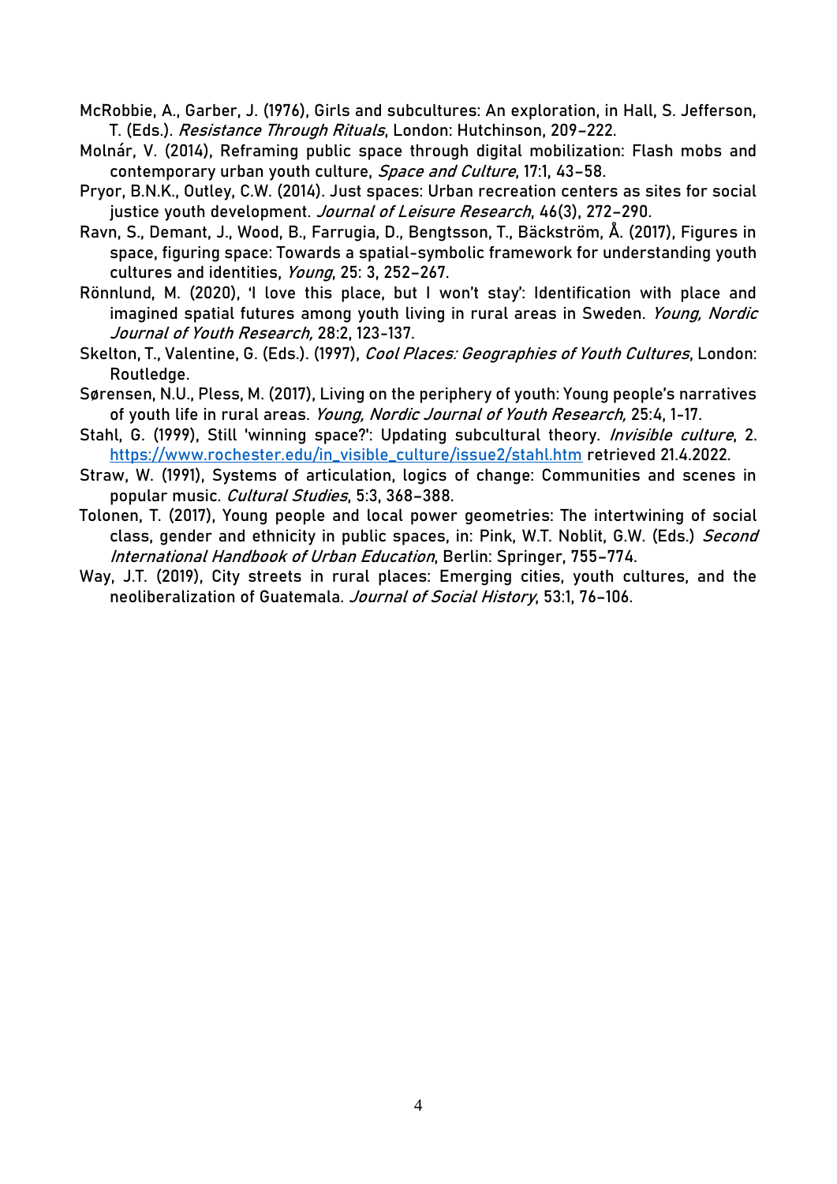McRobbie, A., Garber, J. (1976), Girls and subcultures: An exploration, in Hall, S. Jefferson, T. (Eds.). *Resistance Through Rituals*, London: Hutchinson, 209–222.

Molnár, V. (2014), Reframing public space through digital mobilization: Flash mobs and contemporary urban youth culture, *Space and Culture*, 17:1, 43–58.

Pryor, B.N.K., Outley, C.W. (2014). Just spaces: Urban recreation centers as sites for social justice youth development. *Journal of Leisure Research*, 46(3), 272–290.

Ravn, S., Demant, J., Wood, B., Farrugia, D., Bengtsson, T., Bäckström, Å. (2017), Figures in space, figuring space: Towards a spatial-symbolic framework for understanding youth cultures and identities, *Young*, 25: 3, 252–267.

Rönnlund, M. (2020), 'I love this place, but I won't stay': Identification with place and imagined spatial futures among youth living in rural areas in Sweden. *Young, Nordic Journal of Youth Research,* 28:2, 123-137.

Skelton, T., Valentine, G. (Eds.). (1997), *Cool Places: Geographies of Youth Cultures*, London: Routledge.

Sørensen, N.U., Pless, M. (2017), Living on the periphery of youth: Young people's narratives of youth life in rural areas. *Young, Nordic Journal of Youth Research,* 25:4, 1-17.

Stahl, G. (1999), Still 'winning space?': Updating subcultural theory. *Invisible culture*, 2. https://www.rochester.edu/in_visible_culture/issue2/stahl.htm retrieved 21.4.2022.

Straw, W. (1991), Systems of articulation, logics of change: Communities and scenes in popular music. *Cultural Studies*, 5:3, 368–388.

Tolonen, T. (2017), Young people and local power geometries: The intertwining of social class, gender and ethnicity in public spaces, in: Pink, W.T. Noblit, G.W. (Eds.) *Second International Handbook of Urban Education*, Berlin: Springer, 755–774.

Way, J.T. (2019), City streets in rural places: Emerging cities, youth cultures, and the neoliberalization of Guatemala. *Journal of Social History*, 53:1, 76–106.